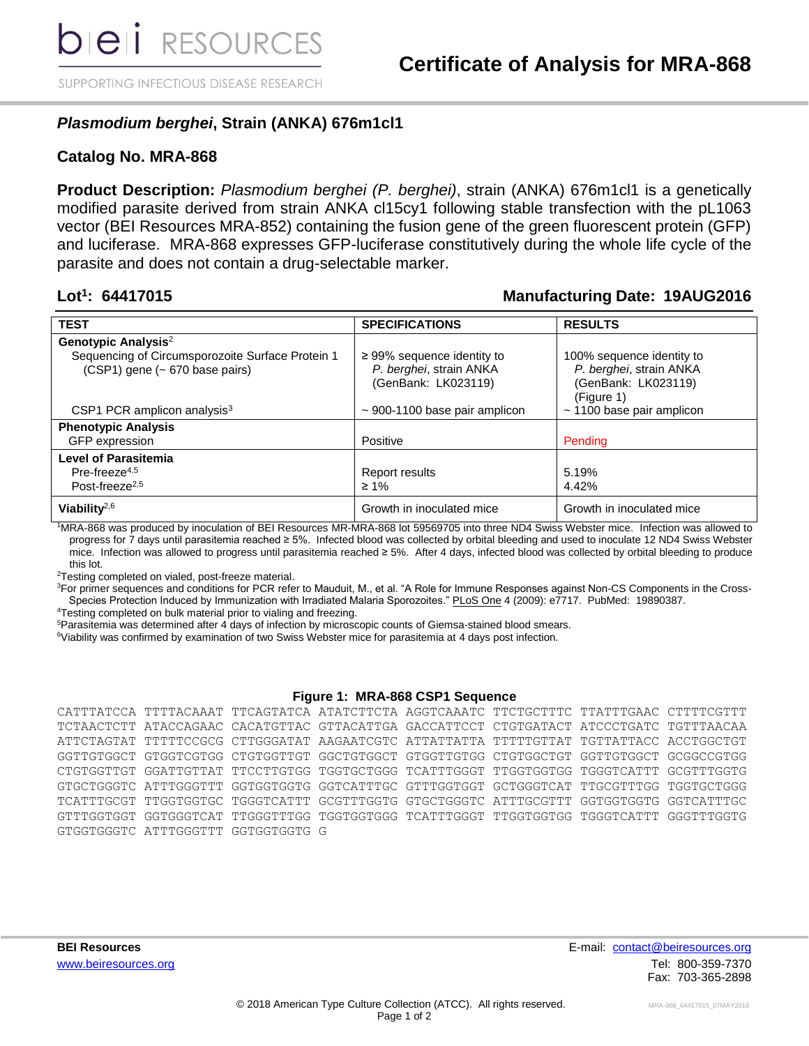bei RESOURCES

SUPPORTING INFECTIOUS DISEASE RESEARCH

# Certificate of Analysis for MRA-868

## *Plasmodium berghei*, Strain (ANKA) 676m1cl1

## Catalog No. MRA-868

**Product Description:** *Plasmodium berghei (P. berghei)*, strain (ANKA) 676m1cl1 is a genetically modified parasite derived from strain ANKA cl15cy1 following stable transfection with the pL1063 vector (BEI Resources MRA-852) containing the fusion gene of the green fluorescent protein (GFP) and luciferase. MRA-868 expresses GFP-luciferase constitutively during the whole life cycle of the parasite and does not contain a drug-selectable marker.

**Lot[1]: 64417015** **Manufacturing Date: 19AUG2016**

| TEST | SPECIFICATIONS | RESULTS |
|---|---|---|
| **Genotypic Analysis**[2] | | |
| Sequencing of Circumsporozoite Surface Protein 1 (CSP1) gene (~ 670 base pairs) | ≥ 99% sequence identity to *P. berghei*, strain ANKA (GenBank: LK023119) | 100% sequence identity to *P. berghei*, strain ANKA (GenBank: LK023119) (Figure 1) |
| CSP1 PCR amplicon analysis[3] | ~ 900-1100 base pair amplicon | ~ 1100 base pair amplicon |
| **Phenotypic Analysis** | | |
| GFP expression | Positive | Pending |
| **Level of Parasitemia** | | |
| Pre-freeze[4,5] | Report results | 5.19% |
| Post-freeze[2,5] | ≥ 1% | 4.42% |
| **Viability**[2,6] | Growth in inoculated mice | Growth in inoculated mice |

[1]MRA-868 was produced by inoculation of BEI Resources MR-MRA-868 lot 59569705 into three ND4 Swiss Webster mice. Infection was allowed to progress for 7 days until parasitemia reached ≥ 5%. Infected blood was collected by orbital bleeding and used to inoculate 12 ND4 Swiss Webster mice. Infection was allowed to progress until parasitemia reached ≥ 5%. After 4 days, infected blood was collected by orbital bleeding to produce this lot.

[2]Testing completed on vialed, post-freeze material.

[3]For primer sequences and conditions for PCR refer to Mauduit, M., et al. "A Role for Immune Responses against Non-CS Components in the Cross-Species Protection Induced by Immunization with Irradiated Malaria Sporozoites." PLoS One 4 (2009): e7717. PubMed: 19890387.

[4]Testing completed on bulk material prior to vialing and freezing.

[5]Parasitemia was determined after 4 days of infection by microscopic counts of Giemsa-stained blood smears.

[6]Viability was confirmed by examination of two Swiss Webster mice for parasitemia at 4 days post infection.

**Figure 1: MRA-868 CSP1 Sequence**

```
CATTTATCCA TTTTACAAAT TTCAGTATCA ATATCTTCTA AGGTCAAATC TTCTGCTTTC TTATTTGAAC CTTTTCGTTT
TCTAACTCTT ATACCAGAAC CACATGTTAC GTTACATTGA GACCATTCCT CTGTGATACT ATCCCTGATC TGTTTAACAA
ATTCTAGTAT TTTTTCCGCG CTTGGGATAT AAGAATCGTC ATTATTATTA TTTTTGTTAT TGTTATTACC ACCTGGCTGT
GGTTGTGGCT GTGGTCGTGG CTGTGGTTGT GGCTGTGGCT GTGGTTGTGG CTGTGGCTGT GGTTGTGGCT GCGGCCGTGG
CTGTGGTTGT GGATTGTTAT TTCCTTGTGG TGGTGCTGGG TCATTTGGGT TTGGTGGTGG TGGGTCATTT GCGTTTGGTG
GTGCTGGGTC ATTTGGGTTT GGTGGTGGTG GGTCATTTGC GTTTGGTGGT GCTGGGTCAT TTGCGTTTGG TGGTGCTGGG
TCATTTGCGT TTGGTGGTGC TGGGTCATTT GCGTTTGGTG GTGCTGGGTC ATTTGCGTTT GGTGGTGGTG GGTCATTTGC
GTTTGGTGGT GGTGGGTCAT TTGGGTTTGG TGGTGGTGGG TCATTTGGGT TTGGTGGTGG TGGGTCATTT GGGTTTGGTG
GTGGTGGGTC ATTTGGGTTT GGTGGTGGTG G
```

**BEI Resources**
www.beiresources.org

E-mail: contact@beiresources.org
Tel: 800-359-7370
Fax: 703-365-2898

© 2018 American Type Culture Collection (ATCC). All rights reserved.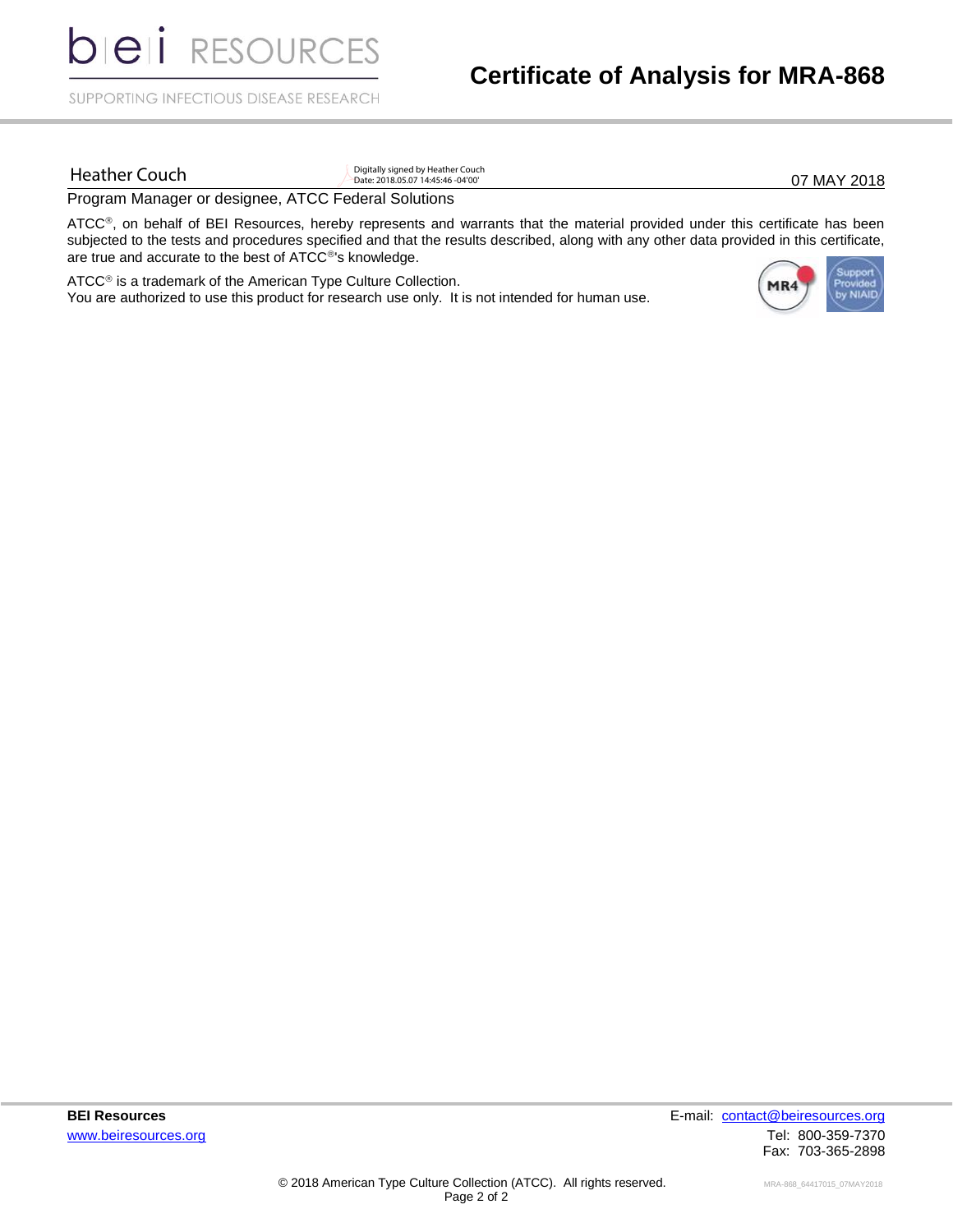# Certificate of Analysis for MRA-868

Heather Couch — Digitally signed by Heather Couch, Date: 2018.05.07 14:45:46 -04'00' — 07 MAY 2018

Program Manager or designee, ATCC Federal Solutions

ATCC®, on behalf of BEI Resources, hereby represents and warrants that the material provided under this certificate has been subjected to the tests and procedures specified and that the results described, along with any other data provided in this certificate, are true and accurate to the best of ATCC®'s knowledge.

ATCC® is a trademark of the American Type Culture Collection.
You are authorized to use this product for research use only. It is not intended for human use.

**BEI Resources**
www.beiresources.org

E-mail: contact@beiresources.org
Tel: 800-359-7370
Fax: 703-365-2898

© 2018 American Type Culture Collection (ATCC). All rights reserved.

MRA-868_64417015_07MAY2018